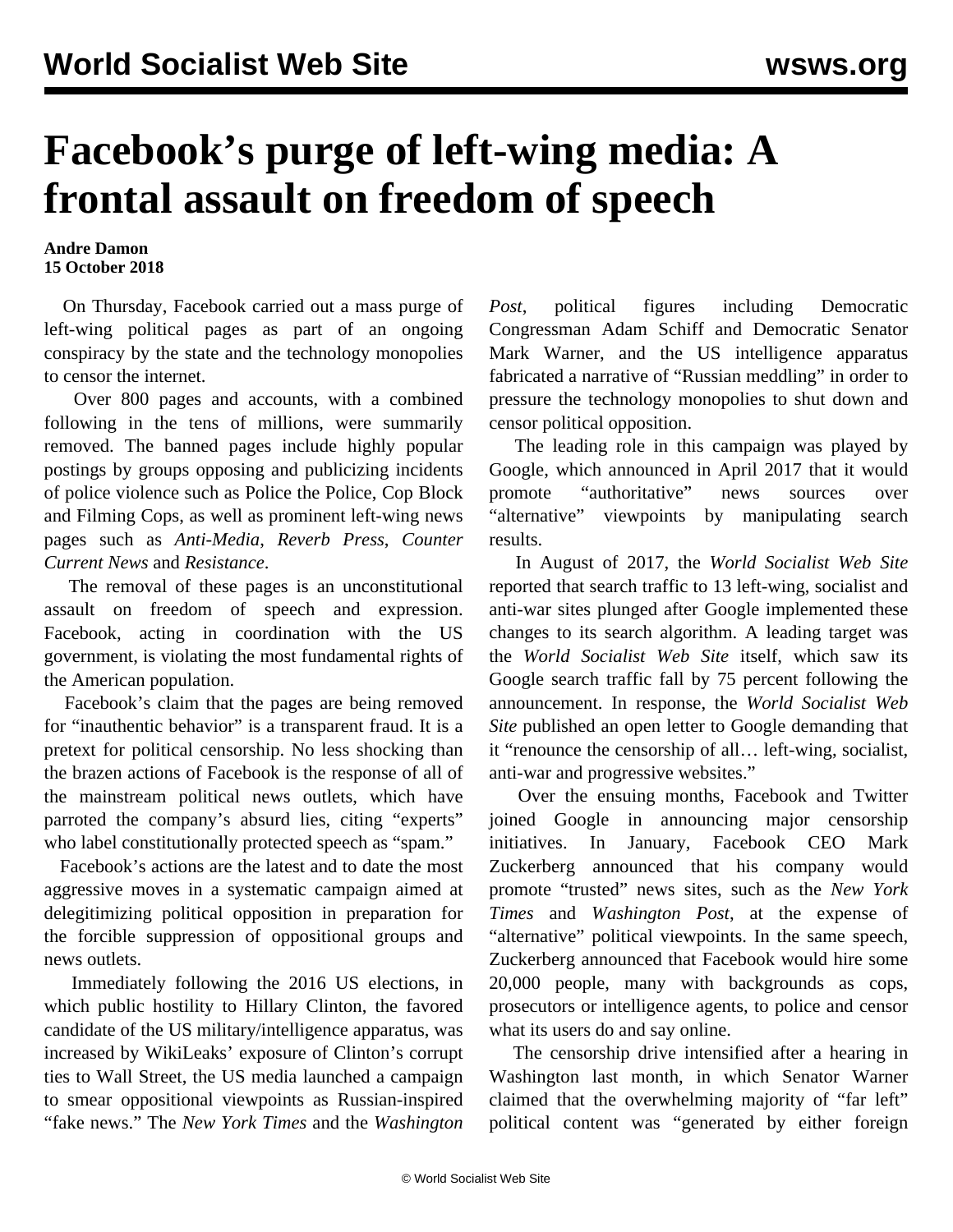# Facebook's purge of left-wing media: A frontal assault on freedom of speech

**Andre Damon**
**15 October 2018**

On Thursday, Facebook carried out a mass purge of left-wing political pages as part of an ongoing conspiracy by the state and the technology monopolies to censor the internet.

Over 800 pages and accounts, with a combined following in the tens of millions, were summarily removed. The banned pages include highly popular postings by groups opposing and publicizing incidents of police violence such as Police the Police, Cop Block and Filming Cops, as well as prominent left-wing news pages such as *Anti-Media*, *Reverb Press*, *Counter Current News* and *Resistance*.

The removal of these pages is an unconstitutional assault on freedom of speech and expression. Facebook, acting in coordination with the US government, is violating the most fundamental rights of the American population.

Facebook's claim that the pages are being removed for "inauthentic behavior" is a transparent fraud. It is a pretext for political censorship. No less shocking than the brazen actions of Facebook is the response of all of the mainstream political news outlets, which have parroted the company's absurd lies, citing "experts" who label constitutionally protected speech as "spam."

Facebook's actions are the latest and to date the most aggressive moves in a systematic campaign aimed at delegitimizing political opposition in preparation for the forcible suppression of oppositional groups and news outlets.

Immediately following the 2016 US elections, in which public hostility to Hillary Clinton, the favored candidate of the US military/intelligence apparatus, was increased by WikiLeaks' exposure of Clinton's corrupt ties to Wall Street, the US media launched a campaign to smear oppositional viewpoints as Russian-inspired "fake news." The *New York Times* and the *Washington Post*, political figures including Democratic Congressman Adam Schiff and Democratic Senator Mark Warner, and the US intelligence apparatus fabricated a narrative of "Russian meddling" in order to pressure the technology monopolies to shut down and censor political opposition.

The leading role in this campaign was played by Google, which announced in April 2017 that it would promote "authoritative" news sources over "alternative" viewpoints by manipulating search results.

In August of 2017, the *World Socialist Web Site* reported that search traffic to 13 left-wing, socialist and anti-war sites plunged after Google implemented these changes to its search algorithm. A leading target was the *World Socialist Web Site* itself, which saw its Google search traffic fall by 75 percent following the announcement. In response, the *World Socialist Web Site* published an open letter to Google demanding that it "renounce the censorship of all… left-wing, socialist, anti-war and progressive websites."

Over the ensuing months, Facebook and Twitter joined Google in announcing major censorship initiatives. In January, Facebook CEO Mark Zuckerberg announced that his company would promote "trusted" news sites, such as the *New York Times* and *Washington Post*, at the expense of "alternative" political viewpoints. In the same speech, Zuckerberg announced that Facebook would hire some 20,000 people, many with backgrounds as cops, prosecutors or intelligence agents, to police and censor what its users do and say online.

The censorship drive intensified after a hearing in Washington last month, in which Senator Warner claimed that the overwhelming majority of "far left" political content was "generated by either foreign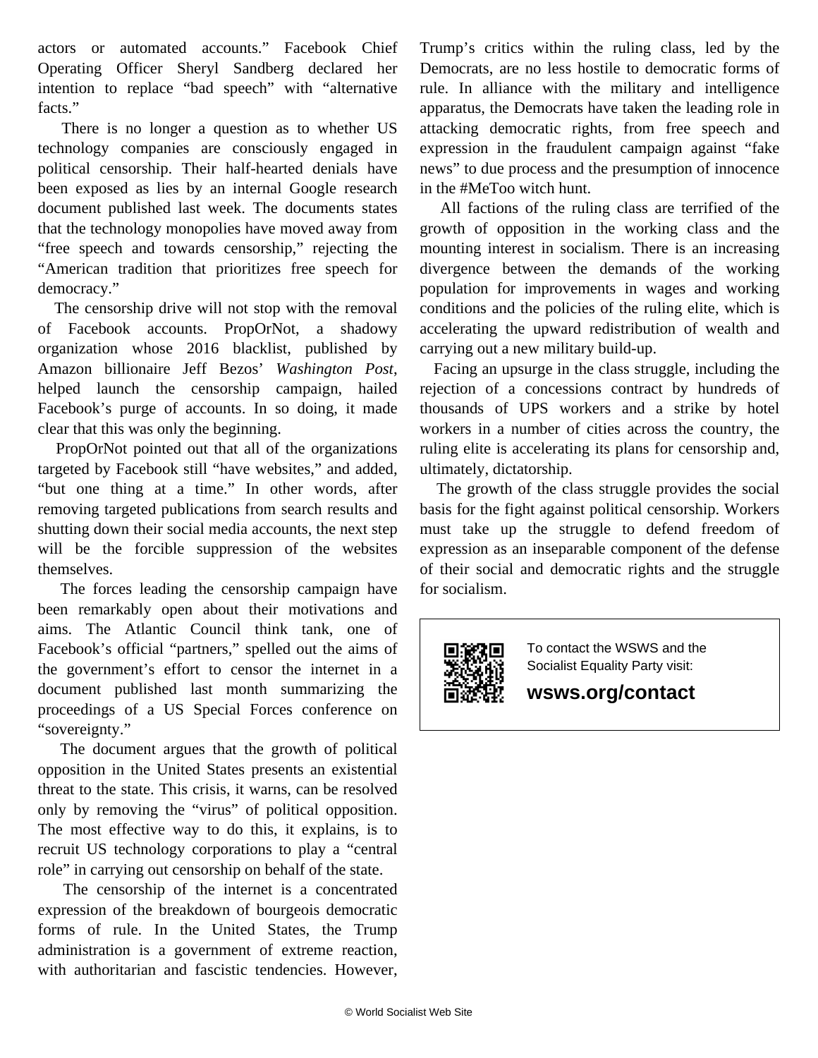actors or automated accounts." Facebook Chief Operating Officer Sheryl Sandberg declared her intention to replace "bad speech" with "alternative facts."

There is no longer a question as to whether US technology companies are consciously engaged in political censorship. Their half-hearted denials have been exposed as lies by an internal Google research document published last week. The documents states that the technology monopolies have moved away from "free speech and towards censorship," rejecting the "American tradition that prioritizes free speech for democracy."

The censorship drive will not stop with the removal of Facebook accounts. PropOrNot, a shadowy organization whose 2016 blacklist, published by Amazon billionaire Jeff Bezos' *Washington Post*, helped launch the censorship campaign, hailed Facebook's purge of accounts. In so doing, it made clear that this was only the beginning.

PropOrNot pointed out that all of the organizations targeted by Facebook still "have websites," and added, "but one thing at a time." In other words, after removing targeted publications from search results and shutting down their social media accounts, the next step will be the forcible suppression of the websites themselves.

The forces leading the censorship campaign have been remarkably open about their motivations and aims. The Atlantic Council think tank, one of Facebook's official "partners," spelled out the aims of the government's effort to censor the internet in a document published last month summarizing the proceedings of a US Special Forces conference on "sovereignty."

The document argues that the growth of political opposition in the United States presents an existential threat to the state. This crisis, it warns, can be resolved only by removing the "virus" of political opposition. The most effective way to do this, it explains, is to recruit US technology corporations to play a "central role" in carrying out censorship on behalf of the state.

The censorship of the internet is a concentrated expression of the breakdown of bourgeois democratic forms of rule. In the United States, the Trump administration is a government of extreme reaction, with authoritarian and fascistic tendencies. However, Trump's critics within the ruling class, led by the Democrats, are no less hostile to democratic forms of rule. In alliance with the military and intelligence apparatus, the Democrats have taken the leading role in attacking democratic rights, from free speech and expression in the fraudulent campaign against "fake news" to due process and the presumption of innocence in the #MeToo witch hunt.

All factions of the ruling class are terrified of the growth of opposition in the working class and the mounting interest in socialism. There is an increasing divergence between the demands of the working population for improvements in wages and working conditions and the policies of the ruling elite, which is accelerating the upward redistribution of wealth and carrying out a new military build-up.

Facing an upsurge in the class struggle, including the rejection of a concessions contract by hundreds of thousands of UPS workers and a strike by hotel workers in a number of cities across the country, the ruling elite is accelerating its plans for censorship and, ultimately, dictatorship.

The growth of the class struggle provides the social basis for the fight against political censorship. Workers must take up the struggle to defend freedom of expression as an inseparable component of the defense of their social and democratic rights and the struggle for socialism.

To contact the WSWS and the Socialist Equality Party visit:

**wsws.org/contact**

© World Socialist Web Site